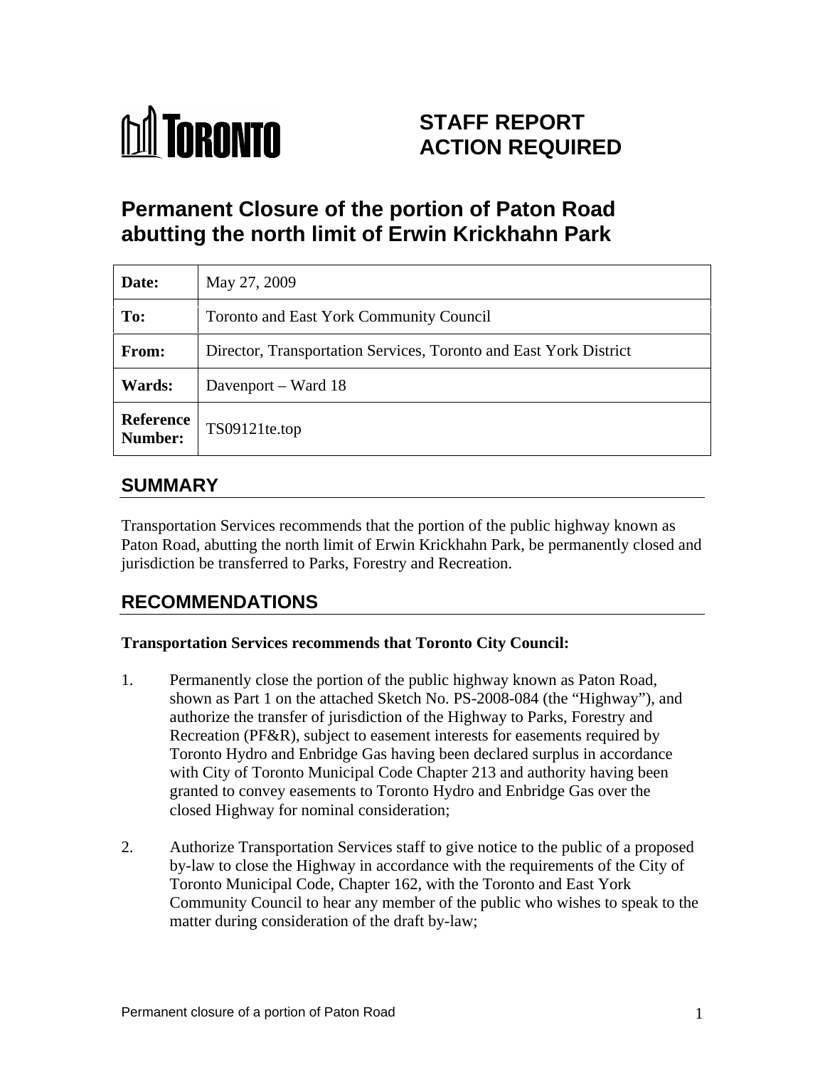# STAFF REPORT ACTION REQUIRED

## Permanent Closure of the portion of Paton Road abutting the north limit of Erwin Krickhahn Park

| | |
|---|---|
| **Date:** | May 27, 2009 |
| **To:** | Toronto and East York Community Council |
| **From:** | Director, Transportation Services, Toronto and East York District |
| **Wards:** | Davenport – Ward 18 |
| **Reference Number:** | TS09121te.top |

## SUMMARY

Transportation Services recommends that the portion of the public highway known as Paton Road, abutting the north limit of Erwin Krickhahn Park, be permanently closed and jurisdiction be transferred to Parks, Forestry and Recreation.

## RECOMMENDATIONS

**Transportation Services recommends that Toronto City Council:**

1. Permanently close the portion of the public highway known as Paton Road, shown as Part 1 on the attached Sketch No. PS-2008-084 (the "Highway"), and authorize the transfer of jurisdiction of the Highway to Parks, Forestry and Recreation (PF&R), subject to easement interests for easements required by Toronto Hydro and Enbridge Gas having been declared surplus in accordance with City of Toronto Municipal Code Chapter 213 and authority having been granted to convey easements to Toronto Hydro and Enbridge Gas over the closed Highway for nominal consideration;

2. Authorize Transportation Services staff to give notice to the public of a proposed by-law to close the Highway in accordance with the requirements of the City of Toronto Municipal Code, Chapter 162, with the Toronto and East York Community Council to hear any member of the public who wishes to speak to the matter during consideration of the draft by-law;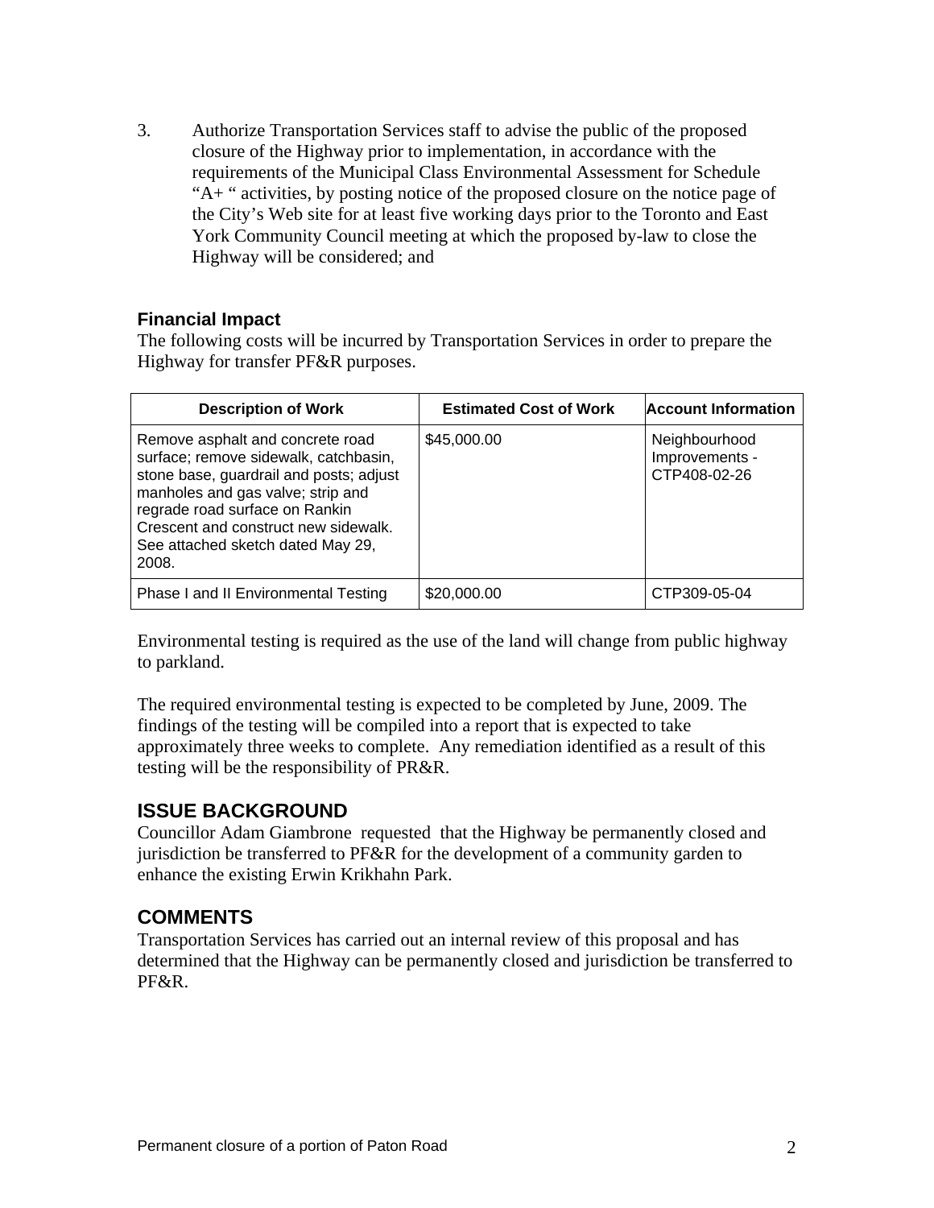3. Authorize Transportation Services staff to advise the public of the proposed closure of the Highway prior to implementation, in accordance with the requirements of the Municipal Class Environmental Assessment for Schedule "A+ " activities, by posting notice of the proposed closure on the notice page of the City's Web site for at least five working days prior to the Toronto and East York Community Council meeting at which the proposed by-law to close the Highway will be considered; and

### Financial Impact

The following costs will be incurred by Transportation Services in order to prepare the Highway for transfer PF&R purposes.

| Description of Work | Estimated Cost of Work | Account Information |
|---|---|---|
| Remove asphalt and concrete road surface; remove sidewalk, catchbasin, stone base, guardrail and posts; adjust manholes and gas valve; strip and regrade road surface on Rankin Crescent and construct new sidewalk. See attached sketch dated May 29, 2008. | $45,000.00 | Neighbourhood Improvements - CTP408-02-26 |
| Phase I and II Environmental Testing | $20,000.00 | CTP309-05-04 |

Environmental testing is required as the use of the land will change from public highway to parkland.

The required environmental testing is expected to be completed by June, 2009. The findings of the testing will be compiled into a report that is expected to take approximately three weeks to complete. Any remediation identified as a result of this testing will be the responsibility of PR&R.

## ISSUE BACKGROUND

Councillor Adam Giambrone requested that the Highway be permanently closed and jurisdiction be transferred to PF&R for the development of a community garden to enhance the existing Erwin Krikhahn Park.

## COMMENTS

Transportation Services has carried out an internal review of this proposal and has determined that the Highway can be permanently closed and jurisdiction be transferred to PF&R.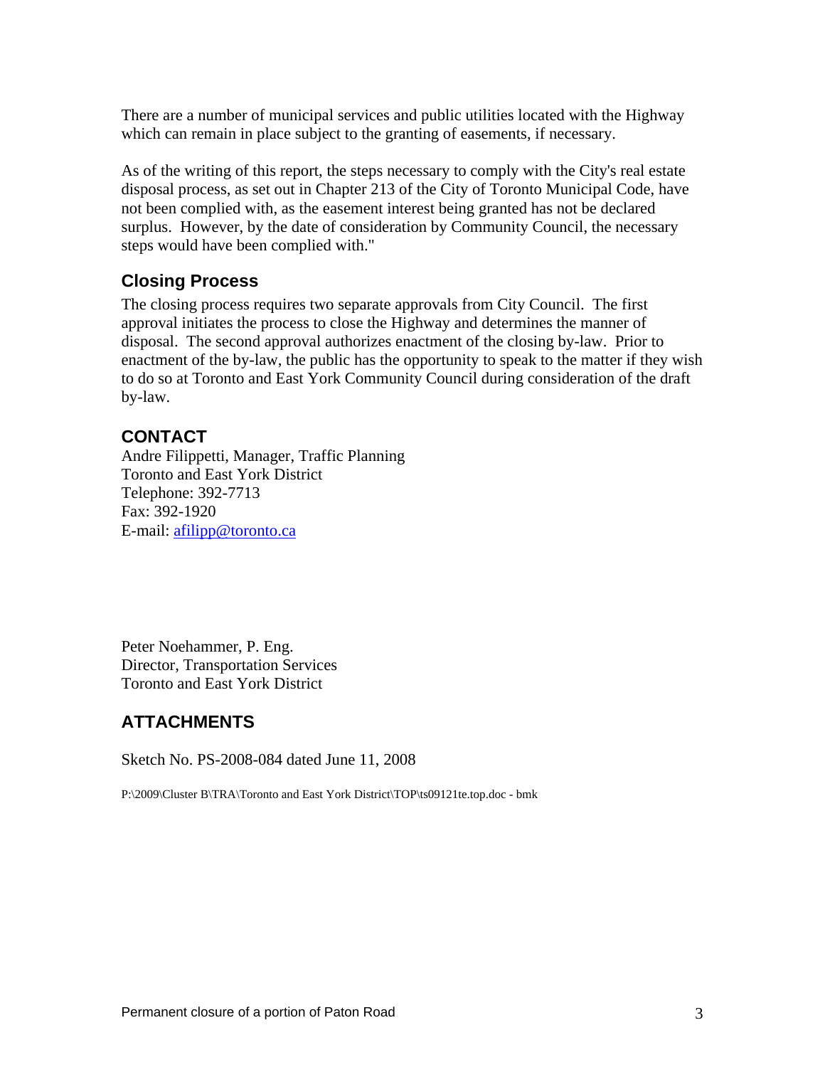There are a number of municipal services and public utilities located with the Highway which can remain in place subject to the granting of easements, if necessary.

As of the writing of this report, the steps necessary to comply with the City's real estate disposal process, as set out in Chapter 213 of the City of Toronto Municipal Code, have not been complied with, as the easement interest being granted has not be declared surplus. However, by the date of consideration by Community Council, the necessary steps would have been complied with."

### Closing Process

The closing process requires two separate approvals from City Council. The first approval initiates the process to close the Highway and determines the manner of disposal. The second approval authorizes enactment of the closing by-law. Prior to enactment of the by-law, the public has the opportunity to speak to the matter if they wish to do so at Toronto and East York Community Council during consideration of the draft by-law.

## CONTACT

Andre Filippetti, Manager, Traffic Planning
Toronto and East York District
Telephone: 392-7713
Fax: 392-1920
E-mail: afilipp@toronto.ca

Peter Noehammer, P. Eng.
Director, Transportation Services
Toronto and East York District

## ATTACHMENTS

Sketch No. PS-2008-084 dated June 11, 2008

P:\2009\Cluster B\TRA\Toronto and East York District\TOP\ts09121te.top.doc - bmk